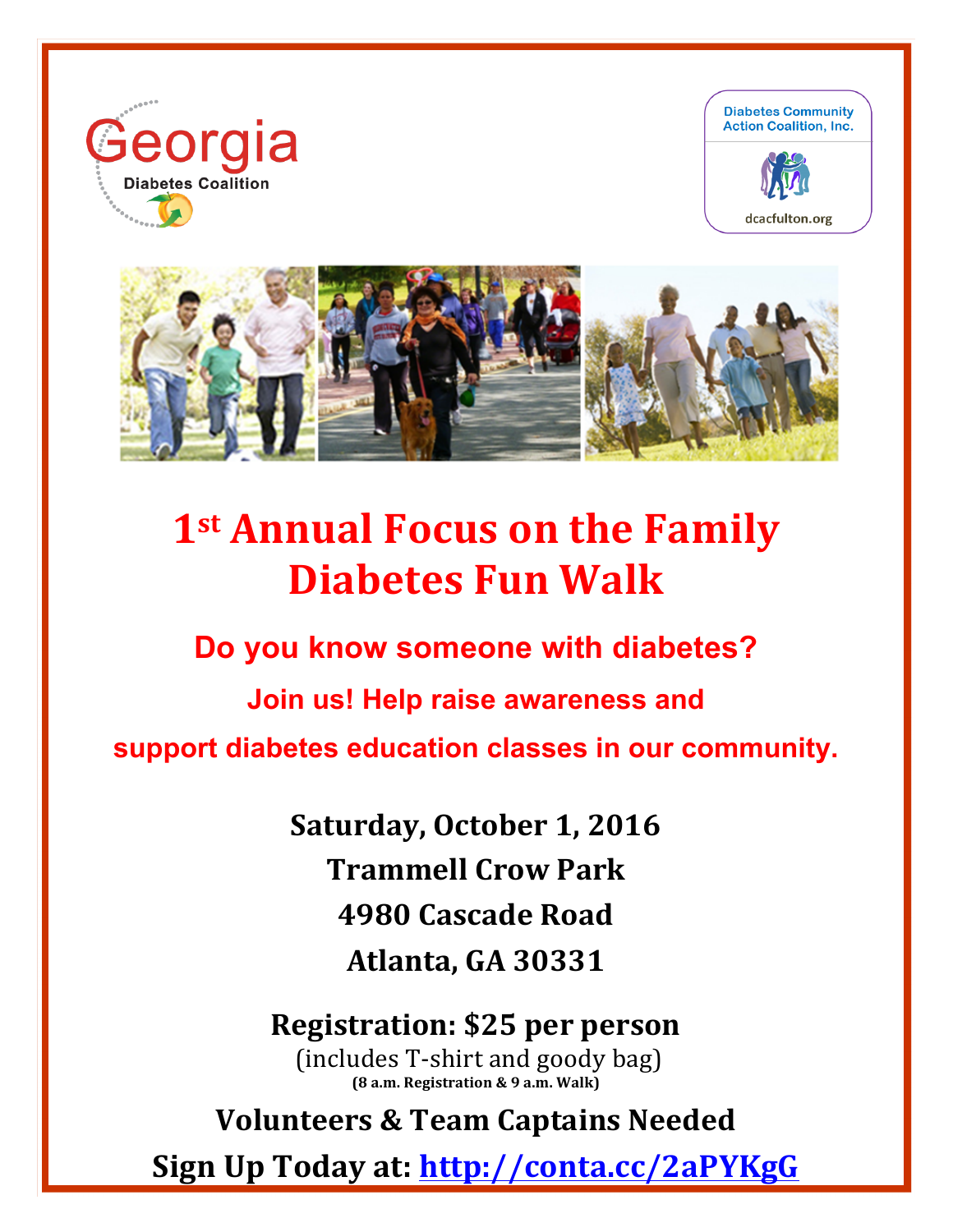Georgia Diabetes Coalition

Diabetes Community Action Coalition, Inc.

dcacfulton.org

# 1st Annual Focus on the Family Diabetes Fun Walk

## Do you know someone with diabetes?

**Join us! Help raise awareness and support diabetes education classes in our community.**

**Saturday, October 1, 2016**

**Trammell Crow Park**

**4980 Cascade Road**

**Atlanta, GA 30331**

**Registration: $25 per person**

(includes T-shirt and goody bag)

**(8 a.m. Registration & 9 a.m. Walk)**

**Volunteers & Team Captains Needed**

**Sign Up Today at: http://conta.cc/2aPYKgG**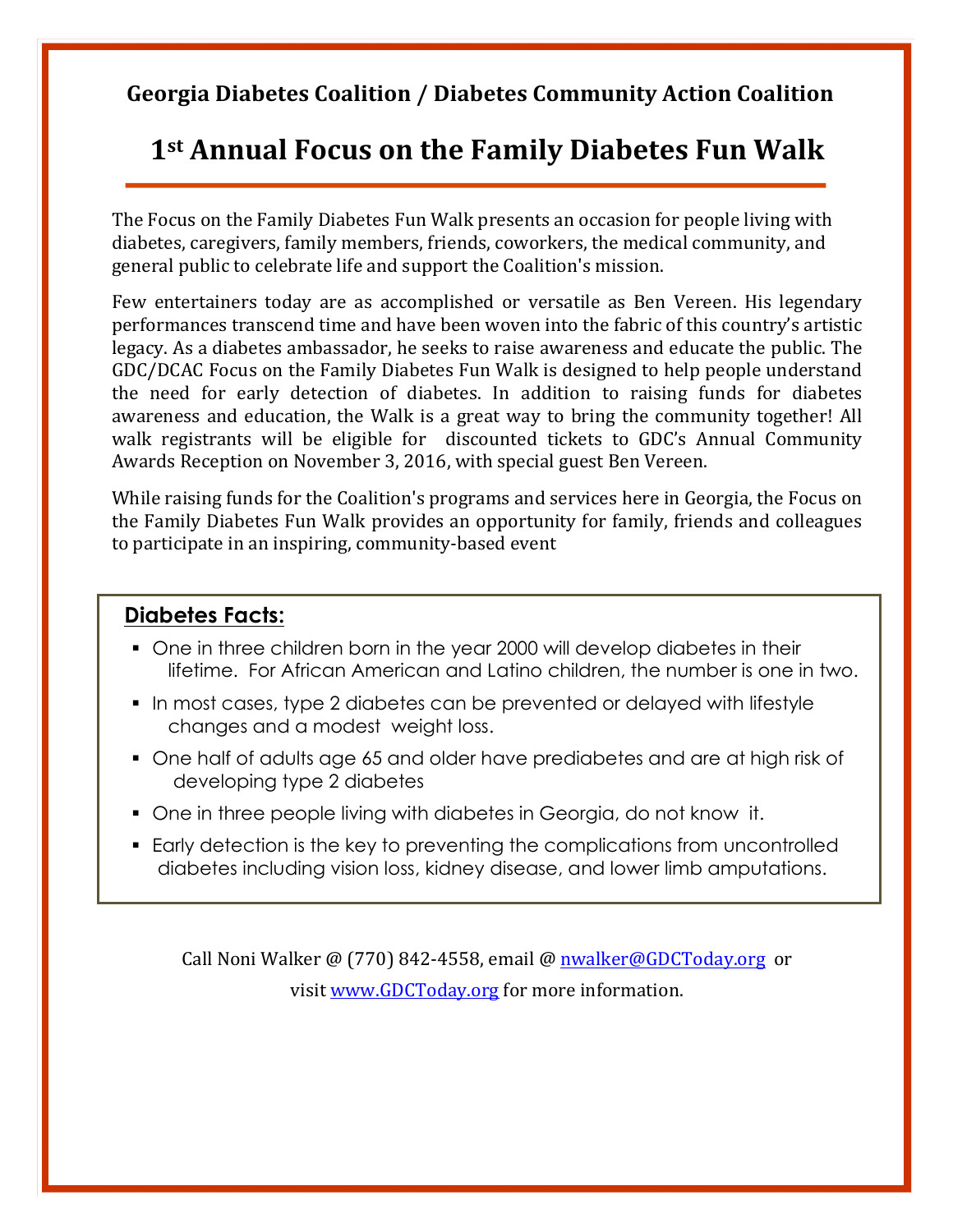## Georgia Diabetes Coalition / Diabetes Community Action Coalition

# 1st Annual Focus on the Family Diabetes Fun Walk

The Focus on the Family Diabetes Fun Walk presents an occasion for people living with diabetes, caregivers, family members, friends, coworkers, the medical community, and general public to celebrate life and support the Coalition's mission.

Few entertainers today are as accomplished or versatile as Ben Vereen. His legendary performances transcend time and have been woven into the fabric of this country's artistic legacy. As a diabetes ambassador, he seeks to raise awareness and educate the public. The GDC/DCAC Focus on the Family Diabetes Fun Walk is designed to help people understand the need for early detection of diabetes. In addition to raising funds for diabetes awareness and education, the Walk is a great way to bring the community together! All walk registrants will be eligible for discounted tickets to GDC's Annual Community Awards Reception on November 3, 2016, with special guest Ben Vereen.

While raising funds for the Coalition's programs and services here in Georgia, the Focus on the Family Diabetes Fun Walk provides an opportunity for family, friends and colleagues to participate in an inspiring, community-based event

**Diabetes Facts:**

- One in three children born in the year 2000 will develop diabetes in their lifetime. For African American and Latino children, the number is one in two.
- In most cases, type 2 diabetes can be prevented or delayed with lifestyle changes and a modest weight loss.
- One half of adults age 65 and older have prediabetes and are at high risk of developing type 2 diabetes
- One in three people living with diabetes in Georgia, do not know it.
- Early detection is the key to preventing the complications from uncontrolled diabetes including vision loss, kidney disease, and lower limb amputations.

Call Noni Walker @ (770) 842-4558, email @ nwalker@GDCToday.org or visit www.GDCToday.org for more information.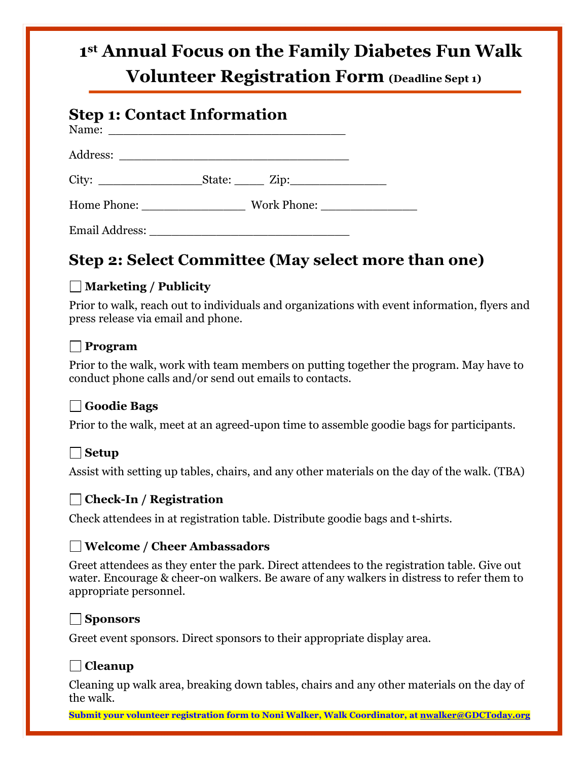# 1st Annual Focus on the Family Diabetes Fun Walk Volunteer Registration Form (Deadline Sept 1)

## Step 1: Contact Information

Name: ______________________________

Address: ______________________________

City: ______________State: ____ Zip:____________

Home Phone: ______________ Work Phone: ____________

Email Address: __________________________

## Step 2: Select Committee (May select more than one)

☐ **Marketing / Publicity**

Prior to walk, reach out to individuals and organizations with event information, flyers and press release via email and phone.

☐ **Program**

Prior to the walk, work with team members on putting together the program. May have to conduct phone calls and/or send out emails to contacts.

☐ **Goodie Bags**

Prior to the walk, meet at an agreed-upon time to assemble goodie bags for participants.

☐ **Setup**

Assist with setting up tables, chairs, and any other materials on the day of the walk. (TBA)

☐ **Check-In / Registration**

Check attendees in at registration table. Distribute goodie bags and t-shirts.

☐ **Welcome / Cheer Ambassadors**

Greet attendees as they enter the park. Direct attendees to the registration table. Give out water. Encourage & cheer-on walkers. Be aware of any walkers in distress to refer them to appropriate personnel.

☐ **Sponsors**

Greet event sponsors. Direct sponsors to their appropriate display area.

☐ **Cleanup**

Cleaning up walk area, breaking down tables, chairs and any other materials on the day of the walk.

**Submit your volunteer registration form to Noni Walker, Walk Coordinator, at nwalker@GDCToday.org**